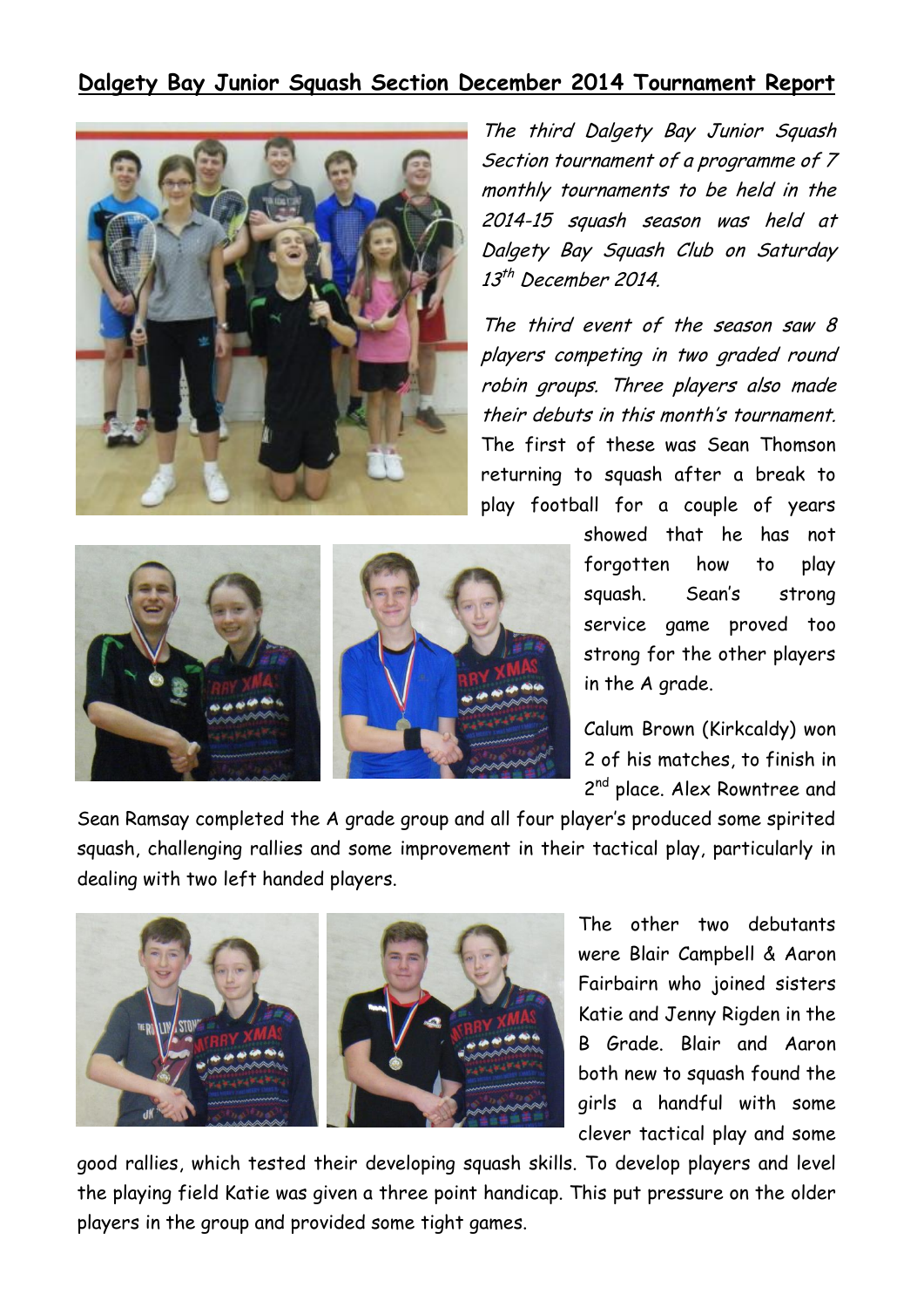# Dalgety Bay Junior Squash Section December 2014 Tournament Report

*The third Dalgety Bay Junior Squash Section tournament of a programme of 7 monthly tournaments to be held in the 2014-15 squash season was held at Dalgety Bay Squash Club on Saturday 13th December 2014.*

*The third event of the season saw 8 players competing in two graded round robin groups. Three players also made their debuts in this month's tournament.* The first of these was Sean Thomson returning to squash after a break to play football for a couple of years showed that he has not forgotten how to play squash. Sean's strong service game proved too strong for the other players in the A grade.

Calum Brown (Kirkcaldy) won 2 of his matches, to finish in 2nd place. Alex Rowntree and Sean Ramsay completed the A grade group and all four player's produced some spirited squash, challenging rallies and some improvement in their tactical play, particularly in dealing with two left handed players.

The other two debutants were Blair Campbell & Aaron Fairbairn who joined sisters Katie and Jenny Rigden in the B Grade. Blair and Aaron both new to squash found the girls a handful with some clever tactical play and some good rallies, which tested their developing squash skills. To develop players and level the playing field Katie was given a three point handicap. This put pressure on the older players in the group and provided some tight games.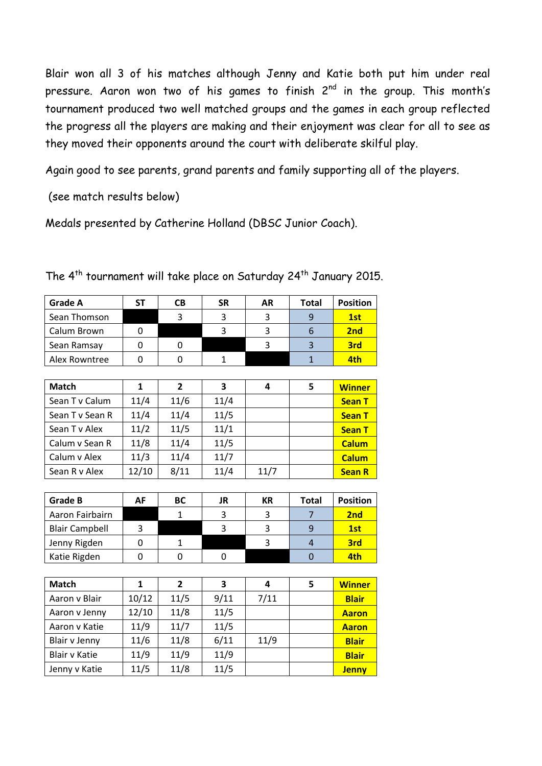Blair won all 3 of his matches although Jenny and Katie both put him under real pressure. Aaron won two of his games to finish 2nd in the group. This month's tournament produced two well matched groups and the games in each group reflected the progress all the players are making and their enjoyment was clear for all to see as they moved their opponents around the court with deliberate skilful play.

Again good to see parents, grand parents and family supporting all of the players.

(see match results below)

Medals presented by Catherine Holland (DBSC Junior Coach).

The 4th tournament will take place on Saturday 24th January 2015.

| Grade A | ST | CB | SR | AR | Total | Position |
|---|---|---|---|---|---|---|
| Sean Thomson | | 3 | 3 | 3 | 9 | 1st |
| Calum Brown | 0 | | 3 | 3 | 6 | 2nd |
| Sean Ramsay | 0 | 0 | | 3 | 3 | 3rd |
| Alex Rowntree | 0 | 0 | 1 | | 1 | 4th |

| Match | 1 | 2 | 3 | 4 | 5 | Winner |
|---|---|---|---|---|---|---|
| Sean T v Calum | 11/4 | 11/6 | 11/4 | | | Sean T |
| Sean T v Sean R | 11/4 | 11/4 | 11/5 | | | Sean T |
| Sean T v Alex | 11/2 | 11/5 | 11/1 | | | Sean T |
| Calum v Sean R | 11/8 | 11/4 | 11/5 | | | Calum |
| Calum v Alex | 11/3 | 11/4 | 11/7 | | | Calum |
| Sean R v Alex | 12/10 | 8/11 | 11/4 | 11/7 | | Sean R |

| Grade B | AF | BC | JR | KR | Total | Position |
|---|---|---|---|---|---|---|
| Aaron Fairbairn | | 1 | 3 | 3 | 7 | 2nd |
| Blair Campbell | 3 | | 3 | 3 | 9 | 1st |
| Jenny Rigden | 0 | 1 | | 3 | 4 | 3rd |
| Katie Rigden | 0 | 0 | 0 | | 0 | 4th |

| Match | 1 | 2 | 3 | 4 | 5 | Winner |
|---|---|---|---|---|---|---|
| Aaron v Blair | 10/12 | 11/5 | 9/11 | 7/11 | | Blair |
| Aaron v Jenny | 12/10 | 11/8 | 11/5 | | | Aaron |
| Aaron v Katie | 11/9 | 11/7 | 11/5 | | | Aaron |
| Blair v Jenny | 11/6 | 11/8 | 6/11 | 11/9 | | Blair |
| Blair v Katie | 11/9 | 11/9 | 11/9 | | | Blair |
| Jenny v Katie | 11/5 | 11/8 | 11/5 | | | Jenny |